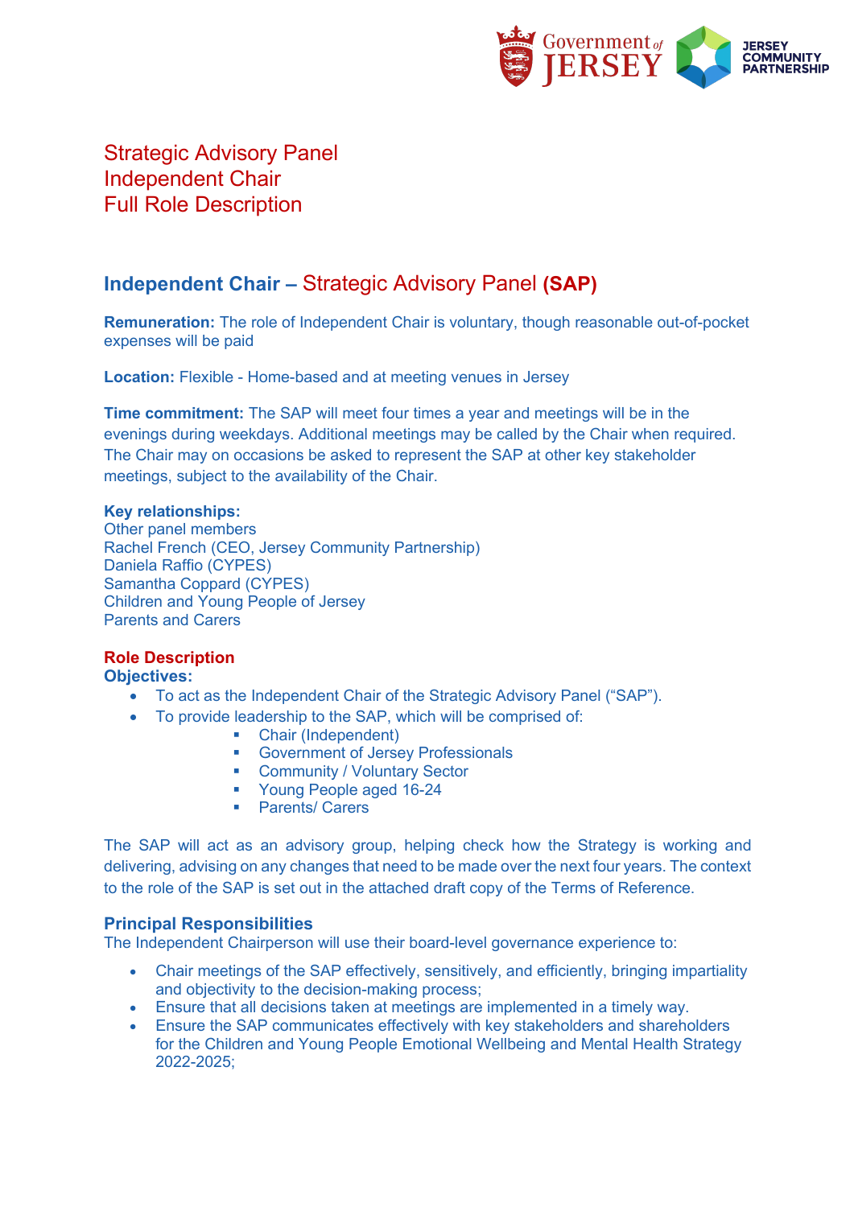# Strategic Advisory Panel
# Independent Chair
# Full Role Description

## Independent Chair – Strategic Advisory Panel (SAP)

**Remuneration:** The role of Independent Chair is voluntary, though reasonable out-of-pocket expenses will be paid

**Location:** Flexible - Home-based and at meeting venues in Jersey

**Time commitment:** The SAP will meet four times a year and meetings will be in the evenings during weekdays. Additional meetings may be called by the Chair when required. The Chair may on occasions be asked to represent the SAP at other key stakeholder meetings, subject to the availability of the Chair.

**Key relationships:**
Other panel members
Rachel French (CEO, Jersey Community Partnership)
Daniela Raffio (CYPES)
Samantha Coppard (CYPES)
Children and Young People of Jersey
Parents and Carers

### Role Description

**Objectives:**

- To act as the Independent Chair of the Strategic Advisory Panel ("SAP").
- To provide leadership to the SAP, which will be comprised of:
  - Chair (Independent)
  - Government of Jersey Professionals
  - Community / Voluntary Sector
  - Young People aged 16-24
  - Parents/ Carers

The SAP will act as an advisory group, helping check how the Strategy is working and delivering, advising on any changes that need to be made over the next four years. The context to the role of the SAP is set out in the attached draft copy of the Terms of Reference.

### Principal Responsibilities

The Independent Chairperson will use their board-level governance experience to:

- Chair meetings of the SAP effectively, sensitively, and efficiently, bringing impartiality and objectivity to the decision-making process;
- Ensure that all decisions taken at meetings are implemented in a timely way.
- Ensure the SAP communicates effectively with key stakeholders and shareholders for the Children and Young People Emotional Wellbeing and Mental Health Strategy 2022-2025;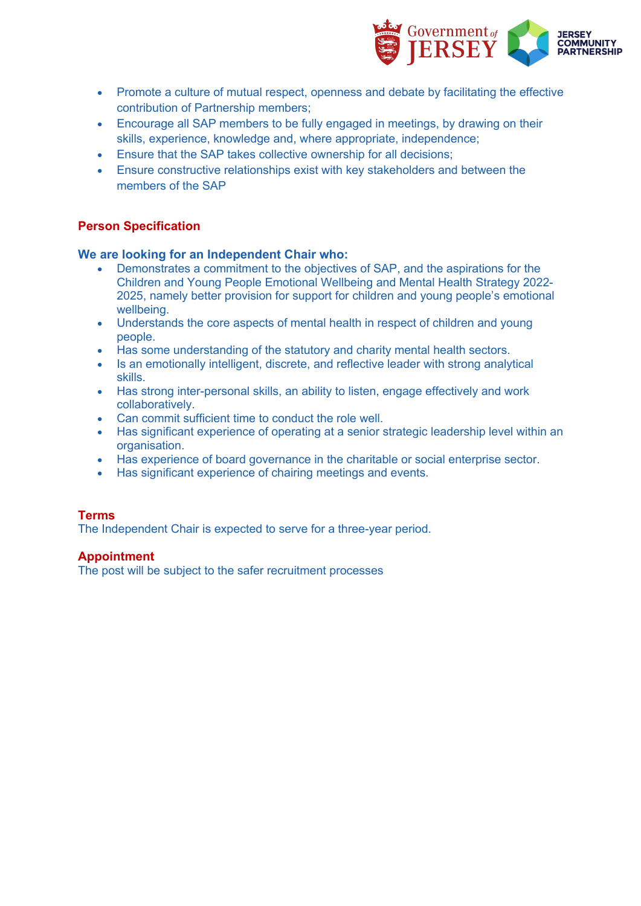- Promote a culture of mutual respect, openness and debate by facilitating the effective contribution of Partnership members;
- Encourage all SAP members to be fully engaged in meetings, by drawing on their skills, experience, knowledge and, where appropriate, independence;
- Ensure that the SAP takes collective ownership for all decisions;
- Ensure constructive relationships exist with key stakeholders and between the members of the SAP

## Person Specification

### We are looking for an Independent Chair who:

- Demonstrates a commitment to the objectives of SAP, and the aspirations for the Children and Young People Emotional Wellbeing and Mental Health Strategy 2022-2025, namely better provision for support for children and young people's emotional wellbeing.
- Understands the core aspects of mental health in respect of children and young people.
- Has some understanding of the statutory and charity mental health sectors.
- Is an emotionally intelligent, discrete, and reflective leader with strong analytical skills.
- Has strong inter-personal skills, an ability to listen, engage effectively and work collaboratively.
- Can commit sufficient time to conduct the role well.
- Has significant experience of operating at a senior strategic leadership level within an organisation.
- Has experience of board governance in the charitable or social enterprise sector.
- Has significant experience of chairing meetings and events.

## Terms

The Independent Chair is expected to serve for a three-year period.

## Appointment

The post will be subject to the safer recruitment processes